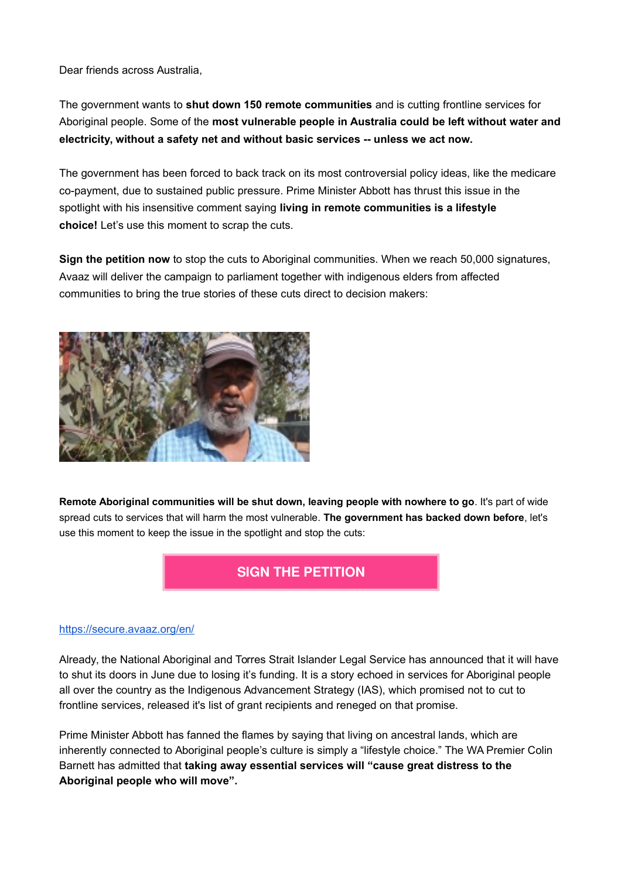Dear friends across Australia,

The government wants to **shut down 150 remote communities** and is cutting frontline services for Aboriginal people. Some of the **most vulnerable people in Australia could be left without water and electricity, without a safety net and without basic services -- unless we act now.**

The government has been forced to back track on its most controversial policy ideas, like the medicare co-payment, due to sustained public pressure. Prime Minister Abbott has thrust this issue in the spotlight with his insensitive comment saying **living in remote communities is a lifestyle choice!** Let's use this moment to scrap the cuts.

**Sign the petition now** to stop the cuts to Aboriginal communities. When we reach 50,000 signatures, Avaaz will deliver the campaign to parliament together with indigenous elders from affected communities to bring the true stories of these cuts direct to decision makers:

**Remote Aboriginal communities will be shut down, leaving people with nowhere to go**. It's part of wide spread cuts to services that will harm the most vulnerable. **The government has backed down before**, let's use this moment to keep the issue in the spotlight and stop the cuts:

**SIGN THE PETITION**

https://secure.avaaz.org/en/

Already, the National Aboriginal and Torres Strait Islander Legal Service has announced that it will have to shut its doors in June due to losing it's funding. It is a story echoed in services for Aboriginal people all over the country as the Indigenous Advancement Strategy (IAS), which promised not to cut to frontline services, released it's list of grant recipients and reneged on that promise.

Prime Minister Abbott has fanned the flames by saying that living on ancestral lands, which are inherently connected to Aboriginal people's culture is simply a "lifestyle choice." The WA Premier Colin Barnett has admitted that **taking away essential services will "cause great distress to the Aboriginal people who will move".**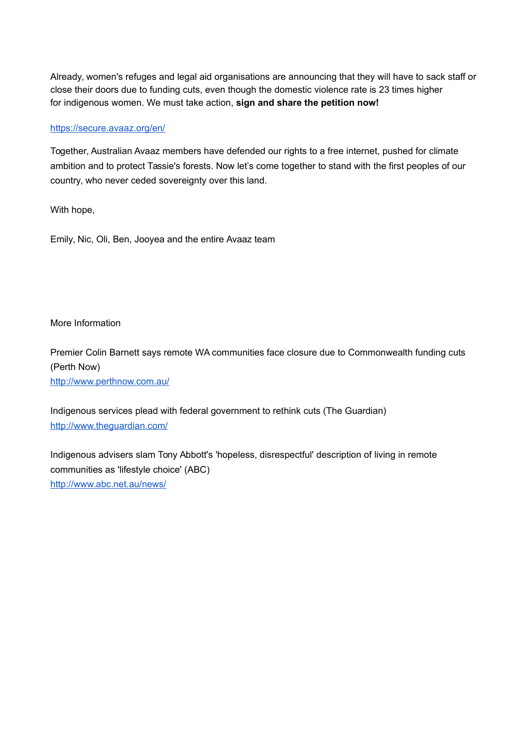Already, women's refuges and legal aid organisations are announcing that they will have to sack staff or close their doors due to funding cuts, even though the domestic violence rate is 23 times higher for indigenous women. We must take action, **sign and share the petition now!**

https://secure.avaaz.org/en/

Together, Australian Avaaz members have defended our rights to a free internet, pushed for climate ambition and to protect Tassie's forests. Now let's come together to stand with the first peoples of our country, who never ceded sovereignty over this land.

With hope,

Emily, Nic, Oli, Ben, Jooyea and the entire Avaaz team

More Information

Premier Colin Barnett says remote WA communities face closure due to Commonwealth funding cuts (Perth Now)
http://www.perthnow.com.au/

Indigenous services plead with federal government to rethink cuts (The Guardian)
http://www.theguardian.com/

Indigenous advisers slam Tony Abbott's 'hopeless, disrespectful' description of living in remote communities as 'lifestyle choice' (ABC)
http://www.abc.net.au/news/